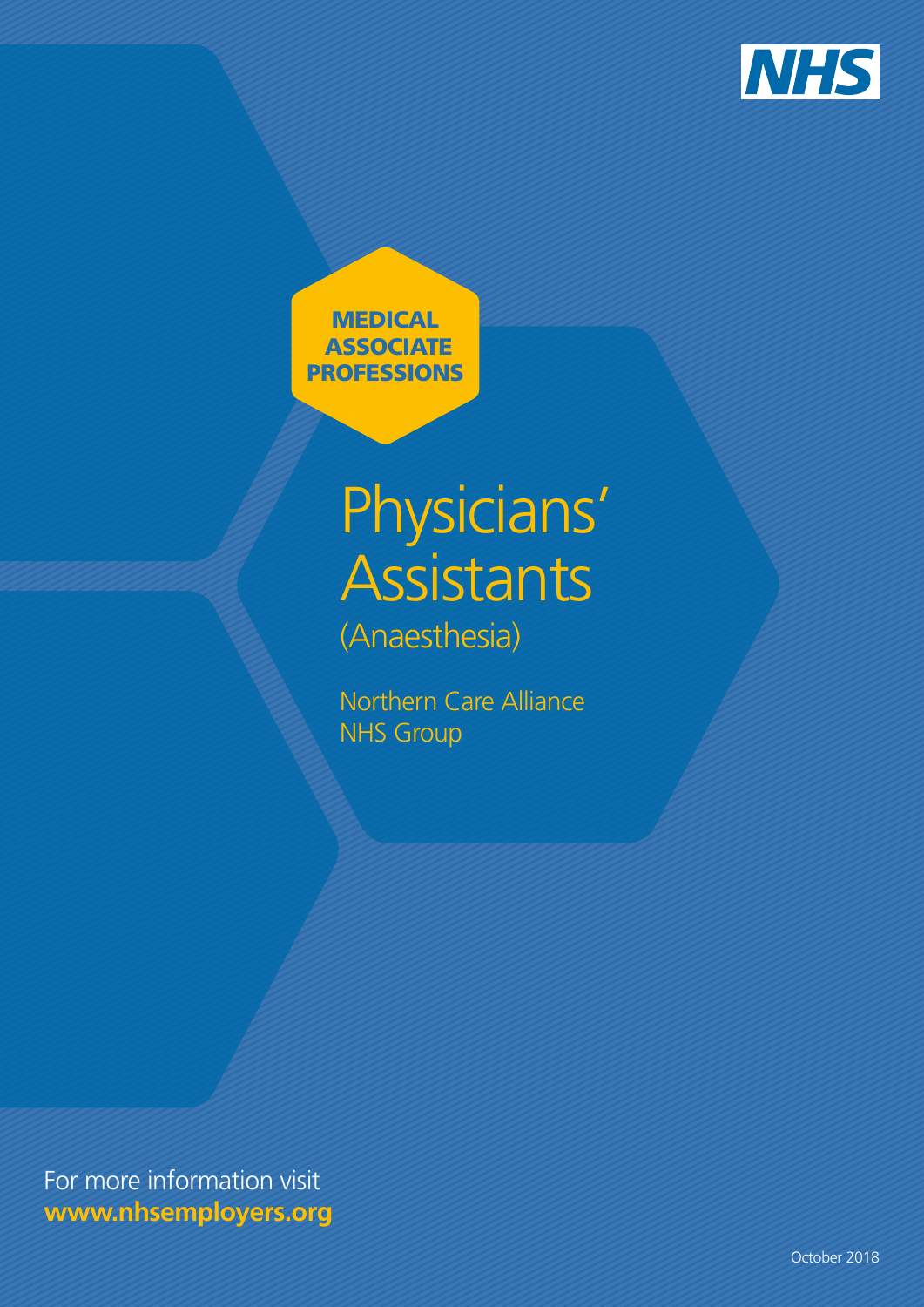NHS

MEDICAL ASSOCIATE PROFESSIONS

# Physicians' Assistants

(Anaesthesia)

Northern Care Alliance NHS Group

For more information visit **www.nhsemployers.org**

October 2018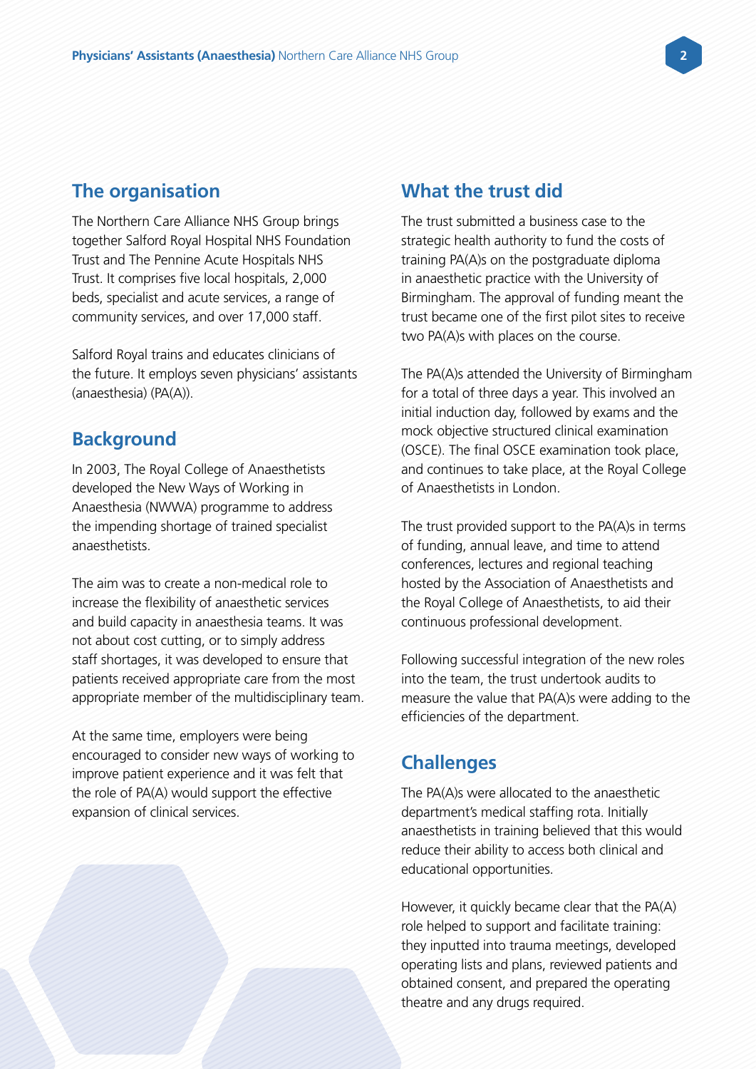## The organisation

The Northern Care Alliance NHS Group brings together Salford Royal Hospital NHS Foundation Trust and The Pennine Acute Hospitals NHS Trust. It comprises five local hospitals, 2,000 beds, specialist and acute services, a range of community services, and over 17,000 staff.

Salford Royal trains and educates clinicians of the future. It employs seven physicians' assistants (anaesthesia) (PA(A)).

## Background

In 2003, The Royal College of Anaesthetists developed the New Ways of Working in Anaesthesia (NWWA) programme to address the impending shortage of trained specialist anaesthetists.

The aim was to create a non-medical role to increase the flexibility of anaesthetic services and build capacity in anaesthesia teams. It was not about cost cutting, or to simply address staff shortages, it was developed to ensure that patients received appropriate care from the most appropriate member of the multidisciplinary team.

At the same time, employers were being encouraged to consider new ways of working to improve patient experience and it was felt that the role of PA(A) would support the effective expansion of clinical services.

## What the trust did

The trust submitted a business case to the strategic health authority to fund the costs of training PA(A)s on the postgraduate diploma in anaesthetic practice with the University of Birmingham. The approval of funding meant the trust became one of the first pilot sites to receive two PA(A)s with places on the course.

The PA(A)s attended the University of Birmingham for a total of three days a year. This involved an initial induction day, followed by exams and the mock objective structured clinical examination (OSCE). The final OSCE examination took place, and continues to take place, at the Royal College of Anaesthetists in London.

The trust provided support to the PA(A)s in terms of funding, annual leave, and time to attend conferences, lectures and regional teaching hosted by the Association of Anaesthetists and the Royal College of Anaesthetists, to aid their continuous professional development.

Following successful integration of the new roles into the team, the trust undertook audits to measure the value that PA(A)s were adding to the efficiencies of the department.

## Challenges

The PA(A)s were allocated to the anaesthetic department's medical staffing rota. Initially anaesthetists in training believed that this would reduce their ability to access both clinical and educational opportunities.

However, it quickly became clear that the PA(A) role helped to support and facilitate training: they inputted into trauma meetings, developed operating lists and plans, reviewed patients and obtained consent, and prepared the operating theatre and any drugs required.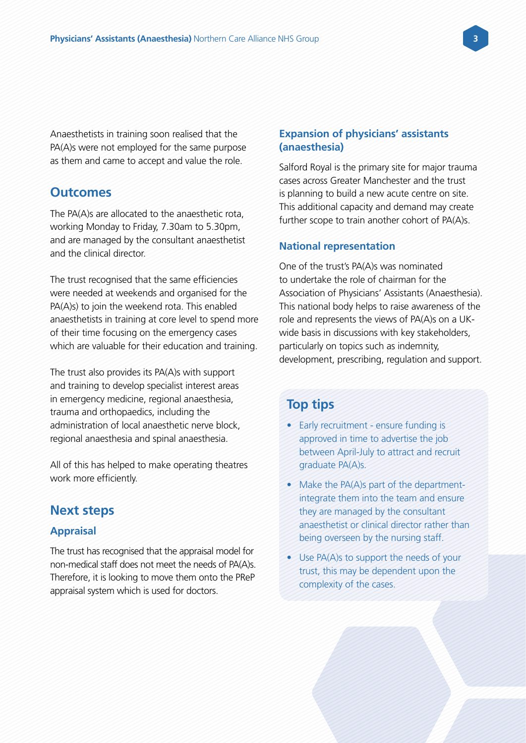Anaesthetists in training soon realised that the PA(A)s were not employed for the same purpose as them and came to accept and value the role.

## Outcomes

The PA(A)s are allocated to the anaesthetic rota, working Monday to Friday, 7.30am to 5.30pm, and are managed by the consultant anaesthetist and the clinical director.

The trust recognised that the same efficiencies were needed at weekends and organised for the PA(A)s) to join the weekend rota. This enabled anaesthetists in training at core level to spend more of their time focusing on the emergency cases which are valuable for their education and training.

The trust also provides its PA(A)s with support and training to develop specialist interest areas in emergency medicine, regional anaesthesia, trauma and orthopaedics, including the administration of local anaesthetic nerve block, regional anaesthesia and spinal anaesthesia.

All of this has helped to make operating theatres work more efficiently.

## Next steps

### Appraisal

The trust has recognised that the appraisal model for non-medical staff does not meet the needs of PA(A)s. Therefore, it is looking to move them onto the PReP appraisal system which is used for doctors.

### Expansion of physicians' assistants (anaesthesia)

Salford Royal is the primary site for major trauma cases across Greater Manchester and the trust is planning to build a new acute centre on site. This additional capacity and demand may create further scope to train another cohort of PA(A)s.

### National representation

One of the trust's PA(A)s was nominated to undertake the role of chairman for the Association of Physicians' Assistants (Anaesthesia). This national body helps to raise awareness of the role and represents the views of PA(A)s on a UK-wide basis in discussions with key stakeholders, particularly on topics such as indemnity, development, prescribing, regulation and support.

## Top tips

- Early recruitment - ensure funding is approved in time to advertise the job between April-July to attract and recruit graduate PA(A)s.
- Make the PA(A)s part of the department- integrate them into the team and ensure they are managed by the consultant anaesthetist or clinical director rather than being overseen by the nursing staff.
- Use PA(A)s to support the needs of your trust, this may be dependent upon the complexity of the cases.